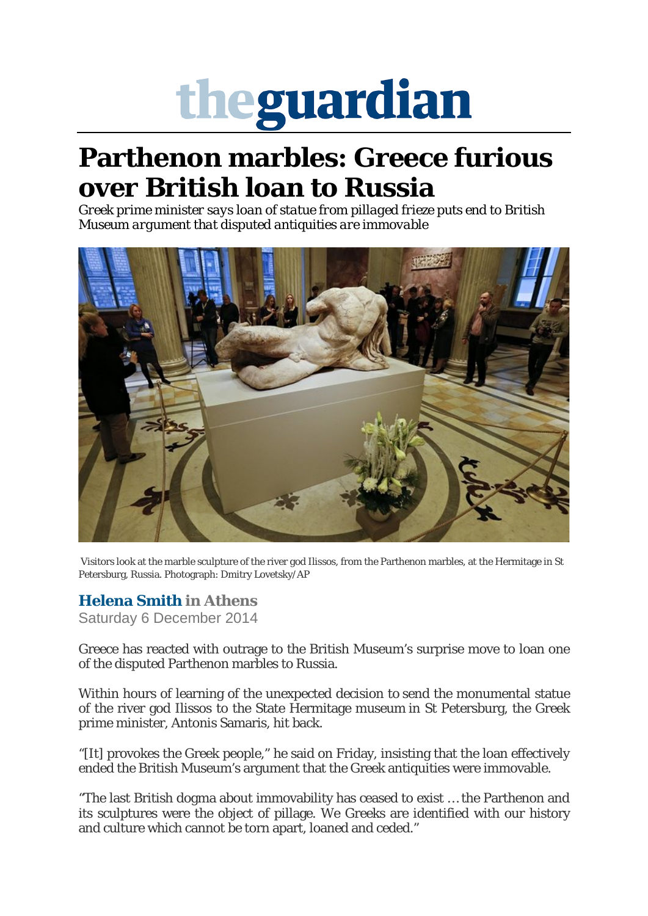# theguardian

# Parthenon marbles: Greece furious over British loan to Russia

*Greek prime minister says loan of statue from pillaged frieze puts end to British Museum argument that disputed antiquities are immovable*

Visitors look at the marble sculpture of the river god Ilissos, from the Parthenon marbles, at the Hermitage in St Petersburg, Russia. Photograph: Dmitry Lovetsky/AP

**Helena Smith in Athens**
Saturday 6 December 2014

Greece has reacted with outrage to the British Museum's surprise move to loan one of the disputed Parthenon marbles to Russia.

Within hours of learning of the unexpected decision to send the monumental statue of the river god Ilissos to the State Hermitage museum in St Petersburg, the Greek prime minister, Antonis Samaris, hit back.

"[It] provokes the Greek people," he said on Friday, insisting that the loan effectively ended the British Museum's argument that the Greek antiquities were immovable.

"The last British dogma about immovability has ceased to exist … the Parthenon and its sculptures were the object of pillage. We Greeks are identified with our history and culture which cannot be torn apart, loaned and ceded."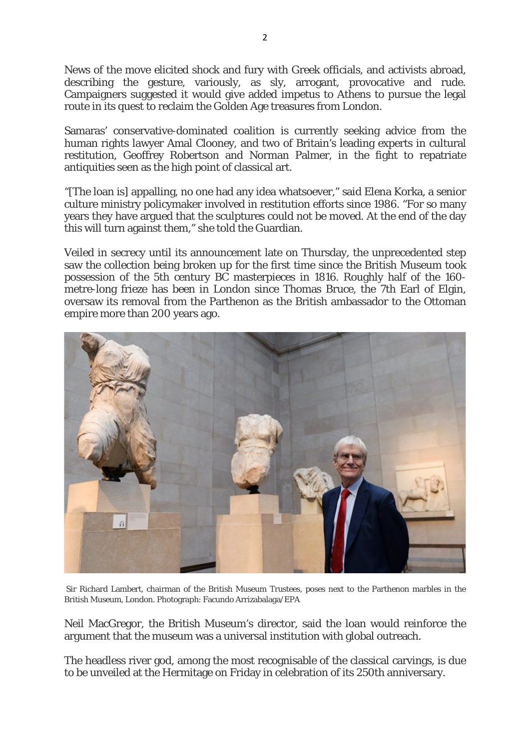News of the move elicited shock and fury with Greek officials, and activists abroad, describing the gesture, variously, as sly, arrogant, provocative and rude. Campaigners suggested it would give added impetus to Athens to pursue the legal route in its quest to reclaim the Golden Age treasures from London.

Samaras' conservative-dominated coalition is currently seeking advice from the human rights lawyer Amal Clooney, and two of Britain's leading experts in cultural restitution, Geoffrey Robertson and Norman Palmer, in the fight to repatriate antiquities seen as the high point of classical art.

"[The loan is] appalling, no one had any idea whatsoever," said Elena Korka, a senior culture ministry policymaker involved in restitution efforts since 1986. "For so many years they have argued that the sculptures could not be moved. At the end of the day this will turn against them," she told the Guardian.

Veiled in secrecy until its announcement late on Thursday, the unprecedented step saw the collection being broken up for the first time since the British Museum took possession of the 5th century BC masterpieces in 1816. Roughly half of the 160-metre-long frieze has been in London since Thomas Bruce, the 7th Earl of Elgin, oversaw its removal from the Parthenon as the British ambassador to the Ottoman empire more than 200 years ago.

Sir Richard Lambert, chairman of the British Museum Trustees, poses next to the Parthenon marbles in the British Museum, London. Photograph: Facundo Arrizabalaga/EPA

Neil MacGregor, the British Museum's director, said the loan would reinforce the argument that the museum was a universal institution with global outreach.

The headless river god, among the most recognisable of the classical carvings, is due to be unveiled at the Hermitage on Friday in celebration of its 250th anniversary.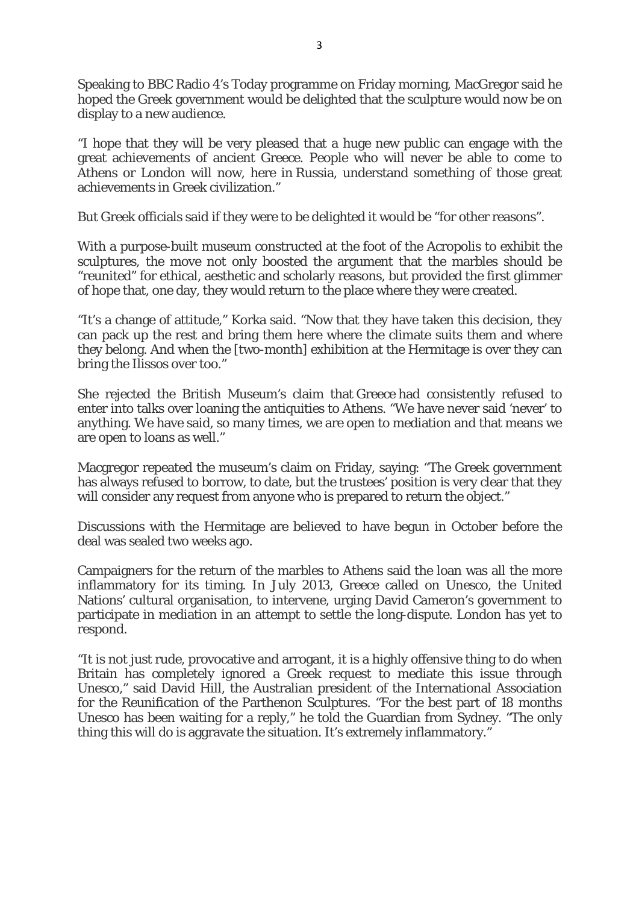Speaking to BBC Radio 4's Today programme on Friday morning, MacGregor said he hoped the Greek government would be delighted that the sculpture would now be on display to a new audience.

"I hope that they will be very pleased that a huge new public can engage with the great achievements of ancient Greece. People who will never be able to come to Athens or London will now, here in Russia, understand something of those great achievements in Greek civilization."

But Greek officials said if they were to be delighted it would be "for other reasons".

With a purpose-built museum constructed at the foot of the Acropolis to exhibit the sculptures, the move not only boosted the argument that the marbles should be "reunited" for ethical, aesthetic and scholarly reasons, but provided the first glimmer of hope that, one day, they would return to the place where they were created.

"It's a change of attitude," Korka said. "Now that they have taken this decision, they can pack up the rest and bring them here where the climate suits them and where they belong. And when the [two-month] exhibition at the Hermitage is over they can bring the Ilissos over too."

She rejected the British Museum's claim that Greece had consistently refused to enter into talks over loaning the antiquities to Athens. "We have never said 'never' to anything. We have said, so many times, we are open to mediation and that means we are open to loans as well."

Macgregor repeated the museum's claim on Friday, saying: "The Greek government has always refused to borrow, to date, but the trustees' position is very clear that they will consider any request from anyone who is prepared to return the object."

Discussions with the Hermitage are believed to have begun in October before the deal was sealed two weeks ago.

Campaigners for the return of the marbles to Athens said the loan was all the more inflammatory for its timing. In July 2013, Greece called on Unesco, the United Nations' cultural organisation, to intervene, urging David Cameron's government to participate in mediation in an attempt to settle the long-dispute. London has yet to respond.

"It is not just rude, provocative and arrogant, it is a highly offensive thing to do when Britain has completely ignored a Greek request to mediate this issue through Unesco," said David Hill, the Australian president of the International Association for the Reunification of the Parthenon Sculptures. "For the best part of 18 months Unesco has been waiting for a reply," he told the Guardian from Sydney. "The only thing this will do is aggravate the situation. It's extremely inflammatory."